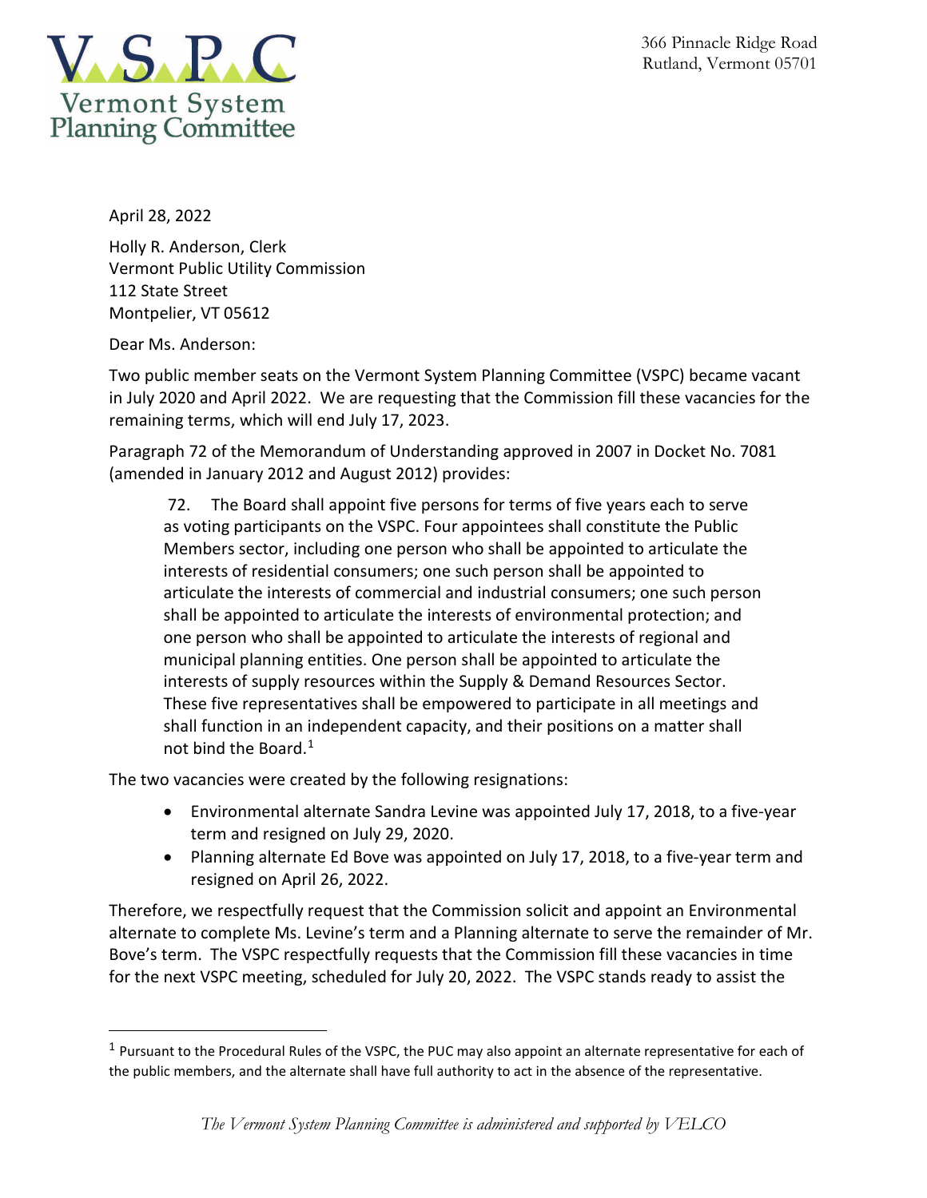# V.S.P.C

Vermont System Planning Committee

366 Pinnacle Ridge Road
Rutland, Vermont 05701

April 28, 2022

Holly R. Anderson, Clerk
Vermont Public Utility Commission
112 State Street
Montpelier, VT 05612

Dear Ms. Anderson:

Two public member seats on the Vermont System Planning Committee (VSPC) became vacant in July 2020 and April 2022. We are requesting that the Commission fill these vacancies for the remaining terms, which will end July 17, 2023.

Paragraph 72 of the Memorandum of Understanding approved in 2007 in Docket No. 7081 (amended in January 2012 and August 2012) provides:

> 72. The Board shall appoint five persons for terms of five years each to serve as voting participants on the VSPC. Four appointees shall constitute the Public Members sector, including one person who shall be appointed to articulate the interests of residential consumers; one such person shall be appointed to articulate the interests of commercial and industrial consumers; one such person shall be appointed to articulate the interests of environmental protection; and one person who shall be appointed to articulate the interests of regional and municipal planning entities. One person shall be appointed to articulate the interests of supply resources within the Supply & Demand Resources Sector. These five representatives shall be empowered to participate in all meetings and shall function in an independent capacity, and their positions on a matter shall not bind the Board.[1]

The two vacancies were created by the following resignations:

- Environmental alternate Sandra Levine was appointed July 17, 2018, to a five-year term and resigned on July 29, 2020.
- Planning alternate Ed Bove was appointed on July 17, 2018, to a five-year term and resigned on April 26, 2022.

Therefore, we respectfully request that the Commission solicit and appoint an Environmental alternate to complete Ms. Levine's term and a Planning alternate to serve the remainder of Mr. Bove's term. The VSPC respectfully requests that the Commission fill these vacancies in time for the next VSPC meeting, scheduled for July 20, 2022. The VSPC stands ready to assist the

[1] Pursuant to the Procedural Rules of the VSPC, the PUC may also appoint an alternate representative for each of the public members, and the alternate shall have full authority to act in the absence of the representative.

*The Vermont System Planning Committee is administered and supported by VELCO*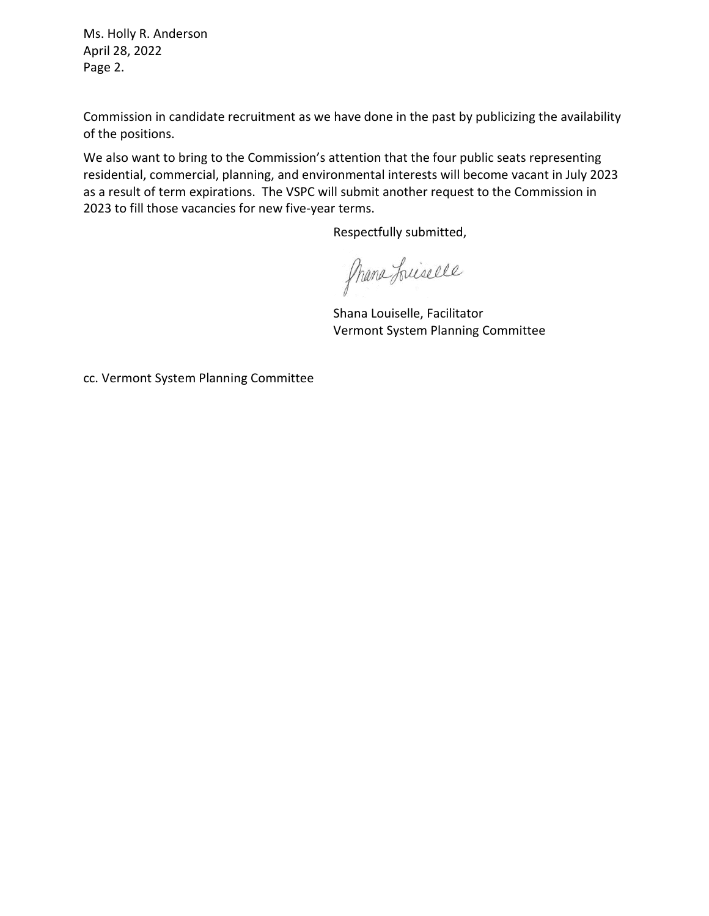Commission in candidate recruitment as we have done in the past by publicizing the availability of the positions.

We also want to bring to the Commission's attention that the four public seats representing residential, commercial, planning, and environmental interests will become vacant in July 2023 as a result of term expirations. The VSPC will submit another request to the Commission in 2023 to fill those vacancies for new five-year terms.

Respectfully submitted,

Shana Louiselle

Shana Louiselle, Facilitator
Vermont System Planning Committee

cc. Vermont System Planning Committee